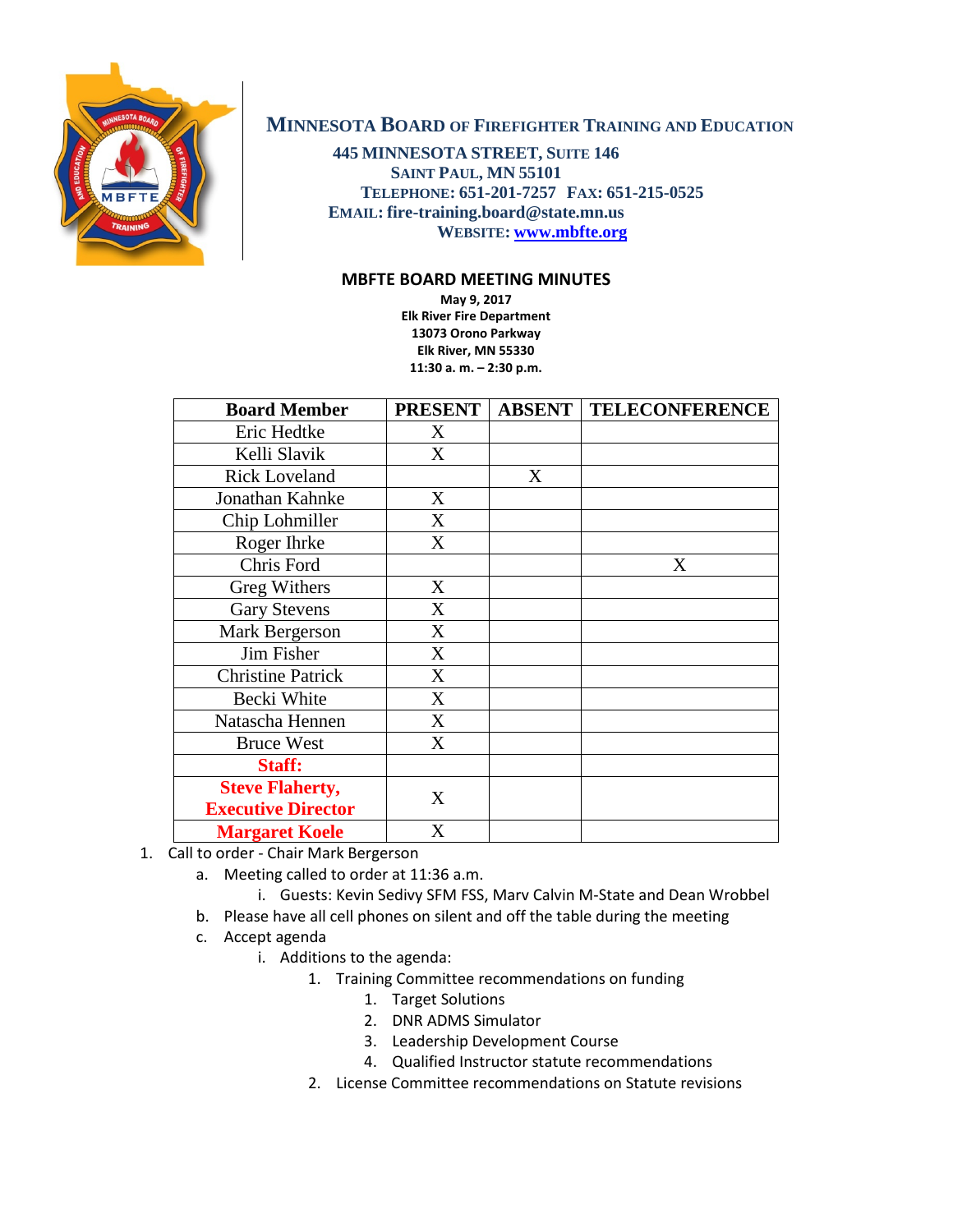# MINNESOTA BOARD OF FIREFIGHTER TRAINING AND EDUCATION

**445 MINNESOTA STREET, SUITE 146**
**SAINT PAUL, MN 55101**
**TELEPHONE: 651-201-7257 FAX: 651-215-0525**
**EMAIL: fire-training.board@state.mn.us**
**WEBSITE: [www.mbfte.org](http://www.mbfte.org)**

## MBFTE BOARD MEETING MINUTES

**May 9, 2017**
**Elk River Fire Department**
**13073 Orono Parkway**
**Elk River, MN 55330**
**11:30 a. m. – 2:30 p.m.**

| Board Member | PRESENT | ABSENT | TELECONFERENCE |
|---|---|---|---|
| Eric Hedtke | X | | |
| Kelli Slavik | X | | |
| Rick Loveland | | X | |
| Jonathan Kahnke | X | | |
| Chip Lohmiller | X | | |
| Roger Ihrke | X | | |
| Chris Ford | | | X |
| Greg Withers | X | | |
| Gary Stevens | X | | |
| Mark Bergerson | X | | |
| Jim Fisher | X | | |
| Christine Patrick | X | | |
| Becki White | X | | |
| Natascha Hennen | X | | |
| Bruce West | X | | |
| **Staff:** | | | |
| **Steve Flaherty, Executive Director** | X | | |
| **Margaret Koele** | X | | |

1. Call to order - Chair Mark Bergerson
   a. Meeting called to order at 11:36 a.m.
      i. Guests: Kevin Sedivy SFM FSS, Marv Calvin M-State and Dean Wrobbel
   b. Please have all cell phones on silent and off the table during the meeting
   c. Accept agenda
      i. Additions to the agenda:
         1. Training Committee recommendations on funding
            1. Target Solutions
            2. DNR ADMS Simulator
            3. Leadership Development Course
            4. Qualified Instructor statute recommendations
         2. License Committee recommendations on Statute revisions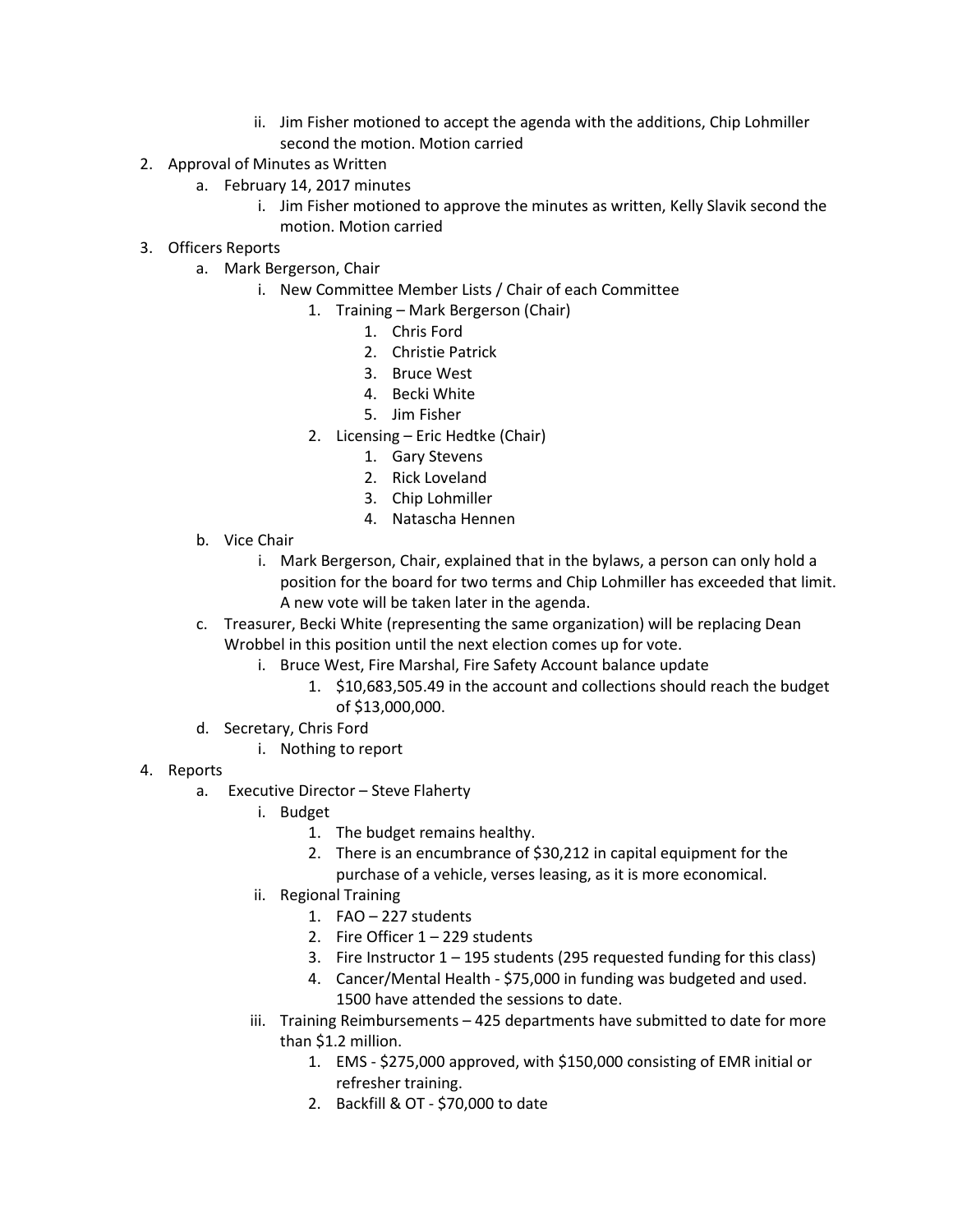- ii. Jim Fisher motioned to accept the agenda with the additions, Chip Lohmiller second the motion. Motion carried

2. Approval of Minutes as Written
    - a. February 14, 2017 minutes
        - i. Jim Fisher motioned to approve the minutes as written, Kelly Slavik second the motion. Motion carried
3. Officers Reports
    - a. Mark Bergerson, Chair
        - i. New Committee Member Lists / Chair of each Committee
            1. Training – Mark Bergerson (Chair)
                1. Chris Ford
                2. Christie Patrick
                3. Bruce West
                4. Becki White
                5. Jim Fisher
            2. Licensing – Eric Hedtke (Chair)
                1. Gary Stevens
                2. Rick Loveland
                3. Chip Lohmiller
                4. Natascha Hennen
    - b. Vice Chair
        - i. Mark Bergerson, Chair, explained that in the bylaws, a person can only hold a position for the board for two terms and Chip Lohmiller has exceeded that limit. A new vote will be taken later in the agenda.
    - c. Treasurer, Becki White (representing the same organization) will be replacing Dean Wrobbel in this position until the next election comes up for vote.
        - i. Bruce West, Fire Marshal, Fire Safety Account balance update
            1. $10,683,505.49 in the account and collections should reach the budget of $13,000,000.
    - d. Secretary, Chris Ford
        - i. Nothing to report
4. Reports
    - a. Executive Director – Steve Flaherty
        - i. Budget
            1. The budget remains healthy.
            2. There is an encumbrance of $30,212 in capital equipment for the purchase of a vehicle, verses leasing, as it is more economical.
        - ii. Regional Training
            1. FAO – 227 students
            2. Fire Officer 1 – 229 students
            3. Fire Instructor 1 – 195 students (295 requested funding for this class)
            4. Cancer/Mental Health - $75,000 in funding was budgeted and used. 1500 have attended the sessions to date.
        - iii. Training Reimbursements – 425 departments have submitted to date for more than $1.2 million.
            1. EMS - $275,000 approved, with $150,000 consisting of EMR initial or refresher training.
            2. Backfill & OT - $70,000 to date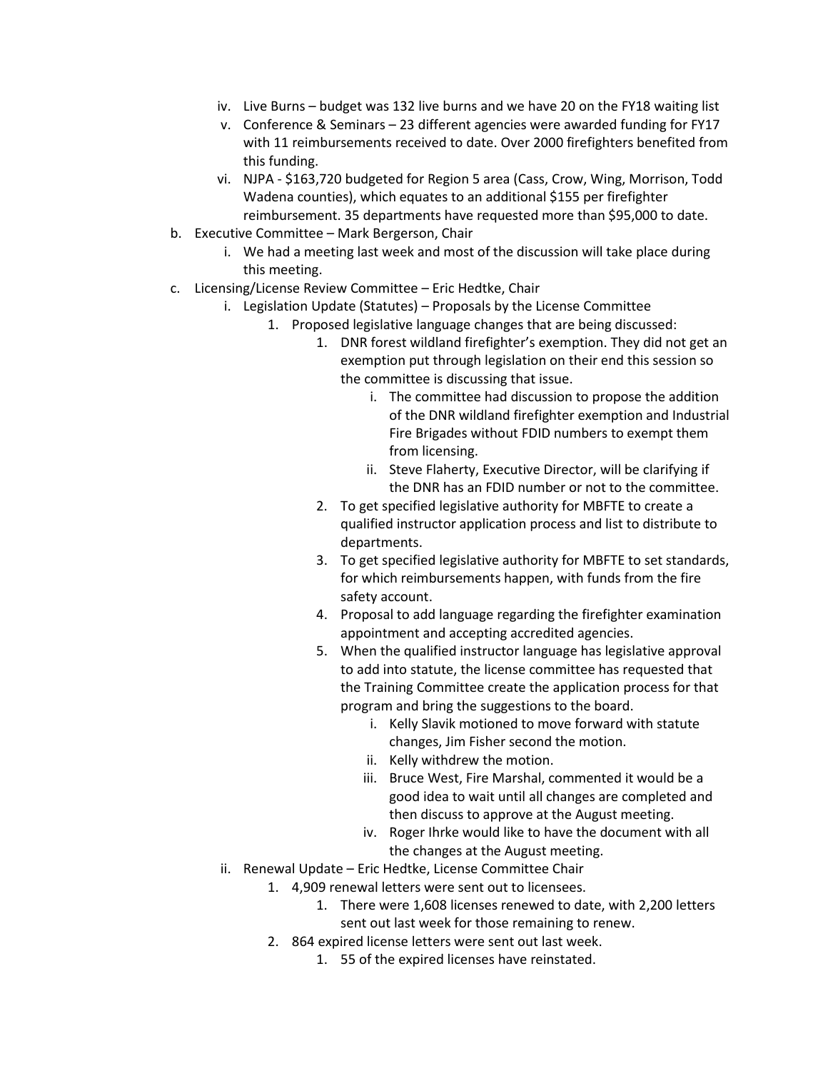- iv. Live Burns – budget was 132 live burns and we have 20 on the FY18 waiting list
  - v. Conference & Seminars – 23 different agencies were awarded funding for FY17 with 11 reimbursements received to date. Over 2000 firefighters benefited from this funding.
  - vi. NJPA - $163,720 budgeted for Region 5 area (Cass, Crow, Wing, Morrison, Todd Wadena counties), which equates to an additional $155 per firefighter reimbursement. 35 departments have requested more than $95,000 to date.

- b. Executive Committee – Mark Bergerson, Chair
  - i. We had a meeting last week and most of the discussion will take place during this meeting.
- c. Licensing/License Review Committee – Eric Hedtke, Chair
  - i. Legislation Update (Statutes) – Proposals by the License Committee
    1. Proposed legislative language changes that are being discussed:
       1. DNR forest wildland firefighter's exemption. They did not get an exemption put through legislation on their end this session so the committee is discussing that issue.
          - i. The committee had discussion to propose the addition of the DNR wildland firefighter exemption and Industrial Fire Brigades without FDID numbers to exempt them from licensing.
          - ii. Steve Flaherty, Executive Director, will be clarifying if the DNR has an FDID number or not to the committee.
       2. To get specified legislative authority for MBFTE to create a qualified instructor application process and list to distribute to departments.
       3. To get specified legislative authority for MBFTE to set standards, for which reimbursements happen, with funds from the fire safety account.
       4. Proposal to add language regarding the firefighter examination appointment and accepting accredited agencies.
       5. When the qualified instructor language has legislative approval to add into statute, the license committee has requested that the Training Committee create the application process for that program and bring the suggestions to the board.
          - i. Kelly Slavik motioned to move forward with statute changes, Jim Fisher second the motion.
          - ii. Kelly withdrew the motion.
          - iii. Bruce West, Fire Marshal, commented it would be a good idea to wait until all changes are completed and then discuss to approve at the August meeting.
          - iv. Roger Ihrke would like to have the document with all the changes at the August meeting.
  - ii. Renewal Update – Eric Hedtke, License Committee Chair
    1. 4,909 renewal letters were sent out to licensees.
       1. There were 1,608 licenses renewed to date, with 2,200 letters sent out last week for those remaining to renew.
    2. 864 expired license letters were sent out last week.
       1. 55 of the expired licenses have reinstated.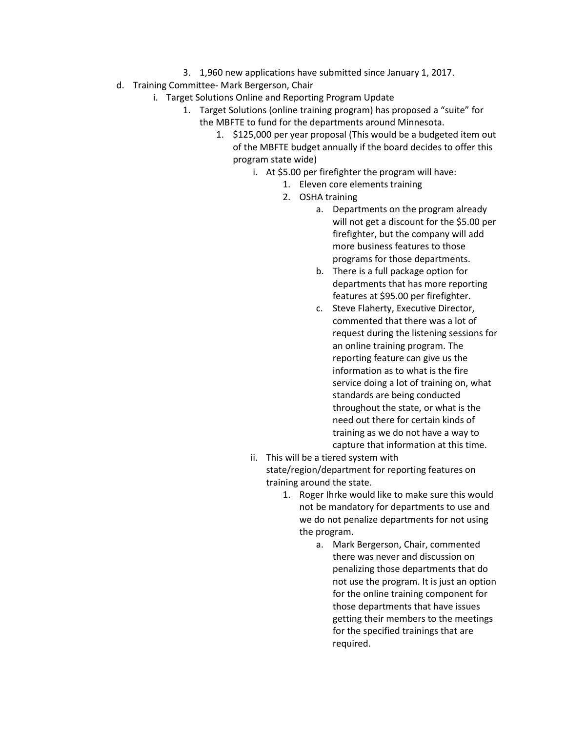3. 1,960 new applications have submitted since January 1, 2017.

d. Training Committee- Mark Bergerson, Chair
   - i. Target Solutions Online and Reporting Program Update
     1. Target Solutions (online training program) has proposed a "suite" for the MBFTE to fund for the departments around Minnesota.
        1. $125,000 per year proposal (This would be a budgeted item out of the MBFTE budget annually if the board decides to offer this program state wide)
           - i. At $5.00 per firefighter the program will have:
             1. Eleven core elements training
             2. OSHA training
                - a. Departments on the program already will not get a discount for the $5.00 per firefighter, but the company will add more business features to those programs for those departments.
                - b. There is a full package option for departments that has more reporting features at $95.00 per firefighter.
                - c. Steve Flaherty, Executive Director, commented that there was a lot of request during the listening sessions for an online training program. The reporting feature can give us the information as to what is the fire service doing a lot of training on, what standards are being conducted throughout the state, or what is the need out there for certain kinds of training as we do not have a way to capture that information at this time.
           - ii. This will be a tiered system with state/region/department for reporting features on training around the state.
             1. Roger Ihrke would like to make sure this would not be mandatory for departments to use and we do not penalize departments for not using the program.
                - a. Mark Bergerson, Chair, commented there was never and discussion on penalizing those departments that do not use the program. It is just an option for the online training component for those departments that have issues getting their members to the meetings for the specified trainings that are required.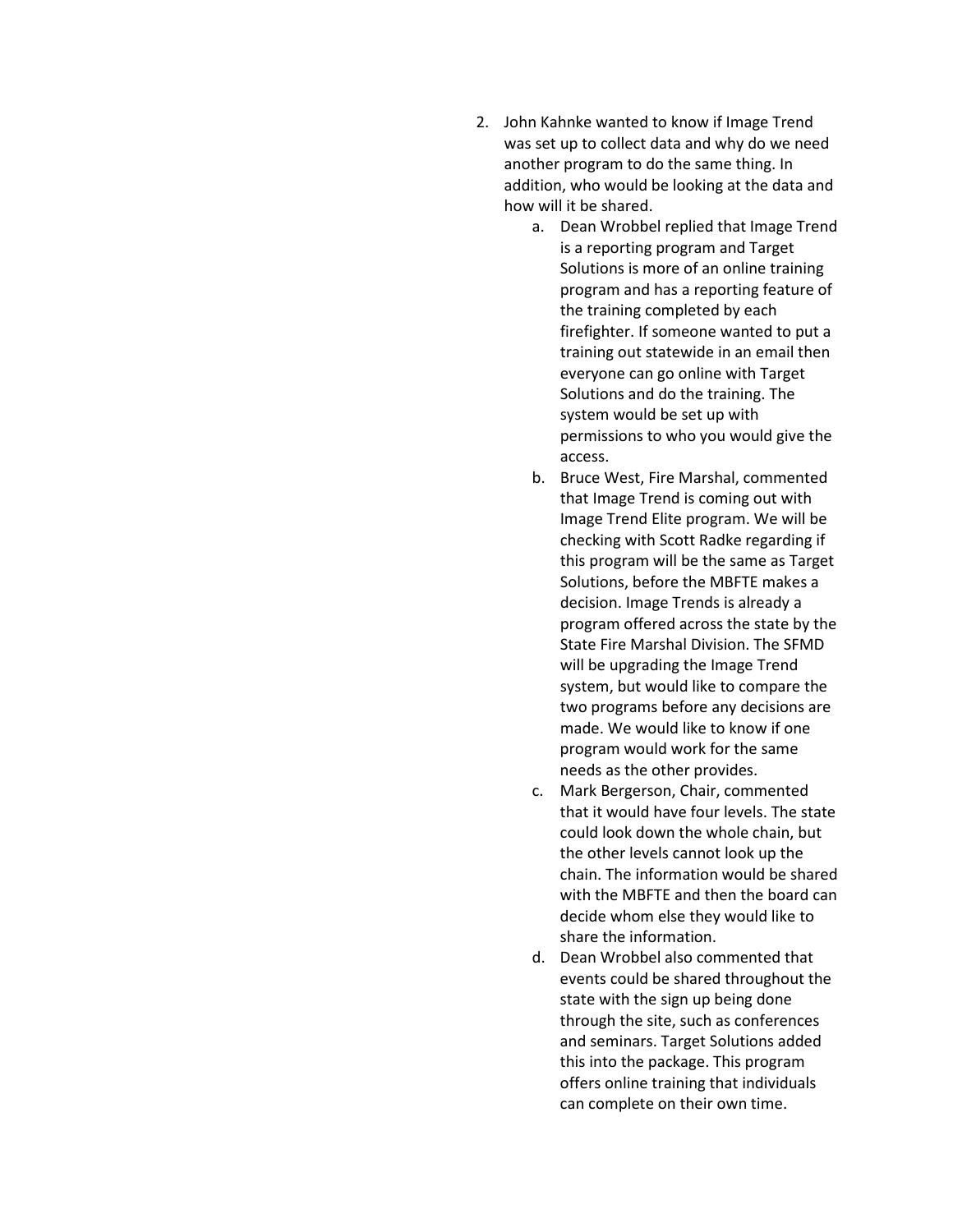2. John Kahnke wanted to know if Image Trend was set up to collect data and why do we need another program to do the same thing. In addition, who would be looking at the data and how will it be shared.
    a. Dean Wrobbel replied that Image Trend is a reporting program and Target Solutions is more of an online training program and has a reporting feature of the training completed by each firefighter. If someone wanted to put a training out statewide in an email then everyone can go online with Target Solutions and do the training. The system would be set up with permissions to who you would give the access.
    b. Bruce West, Fire Marshal, commented that Image Trend is coming out with Image Trend Elite program. We will be checking with Scott Radke regarding if this program will be the same as Target Solutions, before the MBFTE makes a decision. Image Trends is already a program offered across the state by the State Fire Marshal Division. The SFMD will be upgrading the Image Trend system, but would like to compare the two programs before any decisions are made. We would like to know if one program would work for the same needs as the other provides.
    c. Mark Bergerson, Chair, commented that it would have four levels. The state could look down the whole chain, but the other levels cannot look up the chain. The information would be shared with the MBFTE and then the board can decide whom else they would like to share the information.
    d. Dean Wrobbel also commented that events could be shared throughout the state with the sign up being done through the site, such as conferences and seminars. Target Solutions added this into the package. This program offers online training that individuals can complete on their own time.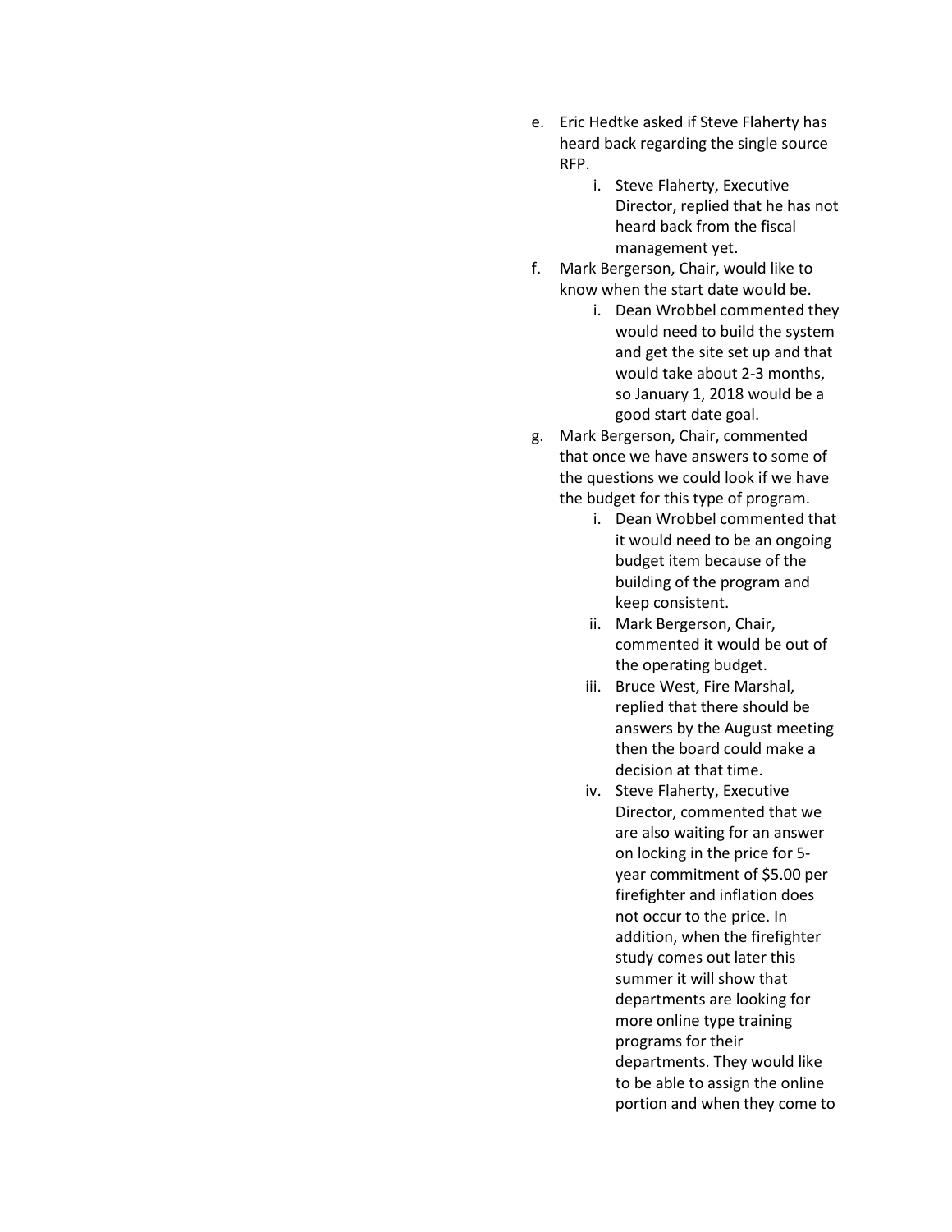e. Eric Hedtke asked if Steve Flaherty has heard back regarding the single source RFP.
    i. Steve Flaherty, Executive Director, replied that he has not heard back from the fiscal management yet.
f. Mark Bergerson, Chair, would like to know when the start date would be.
    i. Dean Wrobbel commented they would need to build the system and get the site set up and that would take about 2-3 months, so January 1, 2018 would be a good start date goal.
g. Mark Bergerson, Chair, commented that once we have answers to some of the questions we could look if we have the budget for this type of program.
    i. Dean Wrobbel commented that it would need to be an ongoing budget item because of the building of the program and keep consistent.
    ii. Mark Bergerson, Chair, commented it would be out of the operating budget.
    iii. Bruce West, Fire Marshal, replied that there should be answers by the August meeting then the board could make a decision at that time.
    iv. Steve Flaherty, Executive Director, commented that we are also waiting for an answer on locking in the price for 5-year commitment of $5.00 per firefighter and inflation does not occur to the price. In addition, when the firefighter study comes out later this summer it will show that departments are looking for more online type training programs for their departments. They would like to be able to assign the online portion and when they come to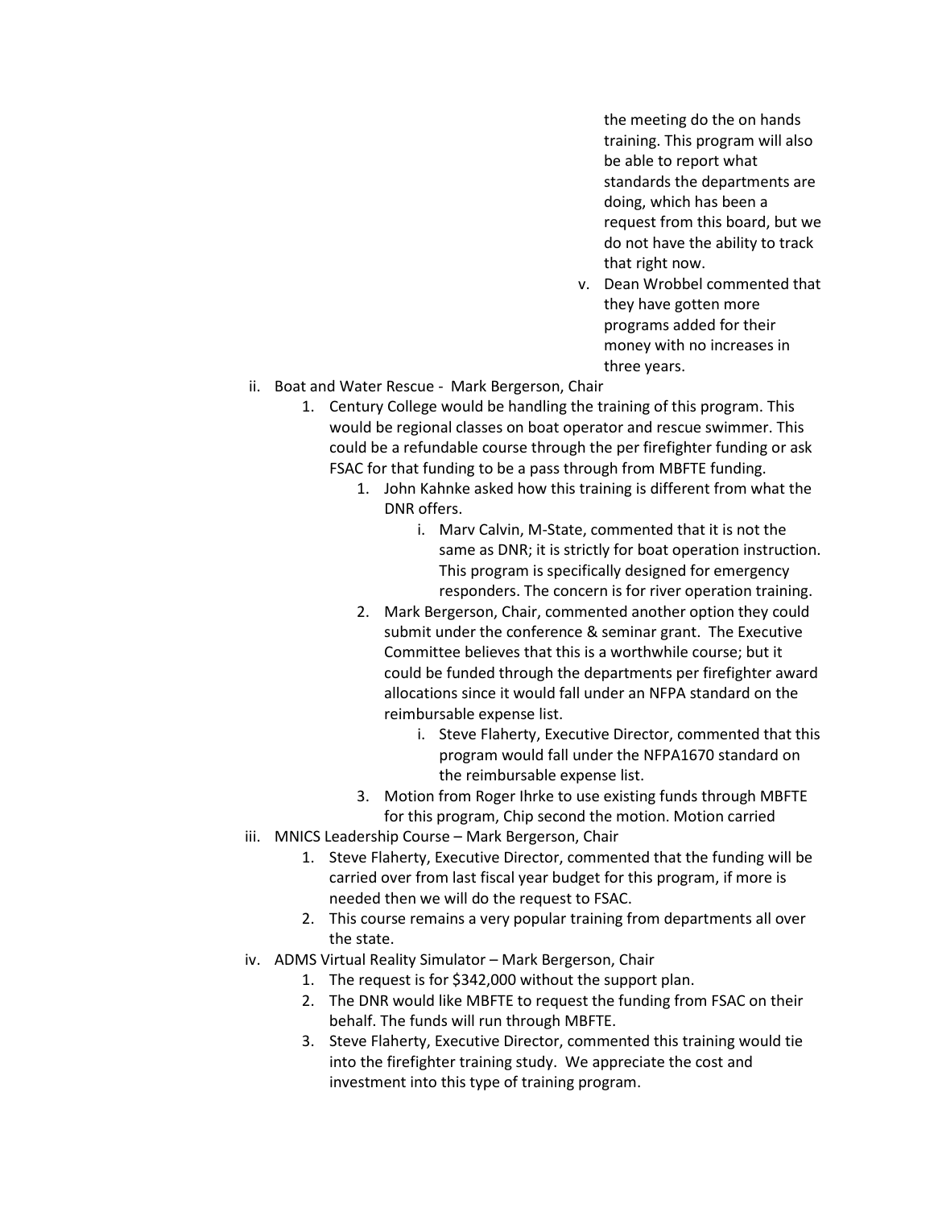the meeting do the on hands training. This program will also be able to report what standards the departments are doing, which has been a request from this board, but we do not have the ability to track that right now.

v. Dean Wrobbel commented that they have gotten more programs added for their money with no increases in three years.

ii. Boat and Water Rescue - Mark Bergerson, Chair
   1. Century College would be handling the training of this program. This would be regional classes on boat operator and rescue swimmer. This could be a refundable course through the per firefighter funding or ask FSAC for that funding to be a pass through from MBFTE funding.
      1. John Kahnke asked how this training is different from what the DNR offers.
         i. Marv Calvin, M-State, commented that it is not the same as DNR; it is strictly for boat operation instruction. This program is specifically designed for emergency responders. The concern is for river operation training.
      2. Mark Bergerson, Chair, commented another option they could submit under the conference & seminar grant. The Executive Committee believes that this is a worthwhile course; but it could be funded through the departments per firefighter award allocations since it would fall under an NFPA standard on the reimbursable expense list.
         i. Steve Flaherty, Executive Director, commented that this program would fall under the NFPA1670 standard on the reimbursable expense list.
      3. Motion from Roger Ihrke to use existing funds through MBFTE for this program, Chip second the motion. Motion carried

iii. MNICS Leadership Course – Mark Bergerson, Chair
   1. Steve Flaherty, Executive Director, commented that the funding will be carried over from last fiscal year budget for this program, if more is needed then we will do the request to FSAC.
   2. This course remains a very popular training from departments all over the state.

iv. ADMS Virtual Reality Simulator – Mark Bergerson, Chair
   1. The request is for $342,000 without the support plan.
   2. The DNR would like MBFTE to request the funding from FSAC on their behalf. The funds will run through MBFTE.
   3. Steve Flaherty, Executive Director, commented this training would tie into the firefighter training study. We appreciate the cost and investment into this type of training program.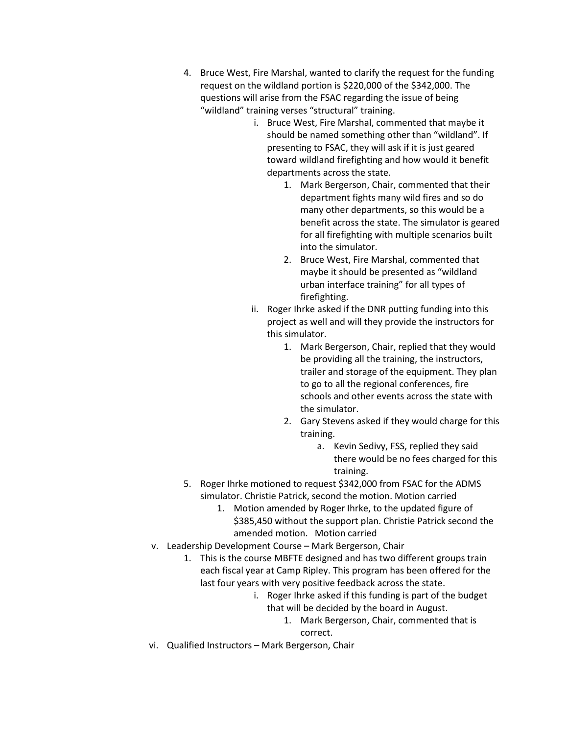4. Bruce West, Fire Marshal, wanted to clarify the request for the funding request on the wildland portion is $220,000 of the $342,000. The questions will arise from the FSAC regarding the issue of being "wildland" training verses "structural" training.
    i. Bruce West, Fire Marshal, commented that maybe it should be named something other than "wildland". If presenting to FSAC, they will ask if it is just geared toward wildland firefighting and how would it benefit departments across the state.
        1. Mark Bergerson, Chair, commented that their department fights many wild fires and so do many other departments, so this would be a benefit across the state. The simulator is geared for all firefighting with multiple scenarios built into the simulator.
        2. Bruce West, Fire Marshal, commented that maybe it should be presented as "wildland urban interface training" for all types of firefighting.
    ii. Roger Ihrke asked if the DNR putting funding into this project as well and will they provide the instructors for this simulator.
        1. Mark Bergerson, Chair, replied that they would be providing all the training, the instructors, trailer and storage of the equipment. They plan to go to all the regional conferences, fire schools and other events across the state with the simulator.
        2. Gary Stevens asked if they would charge for this training.
            a. Kevin Sedivy, FSS, replied they said there would be no fees charged for this training.
5. Roger Ihrke motioned to request $342,000 from FSAC for the ADMS simulator. Christie Patrick, second the motion. Motion carried
    1. Motion amended by Roger Ihrke, to the updated figure of $385,450 without the support plan. Christie Patrick second the amended motion. Motion carried

v. Leadership Development Course – Mark Bergerson, Chair
1. This is the course MBFTE designed and has two different groups train each fiscal year at Camp Ripley. This program has been offered for the last four years with very positive feedback across the state.
    i. Roger Ihrke asked if this funding is part of the budget that will be decided by the board in August.
        1. Mark Bergerson, Chair, commented that is correct.

vi. Qualified Instructors – Mark Bergerson, Chair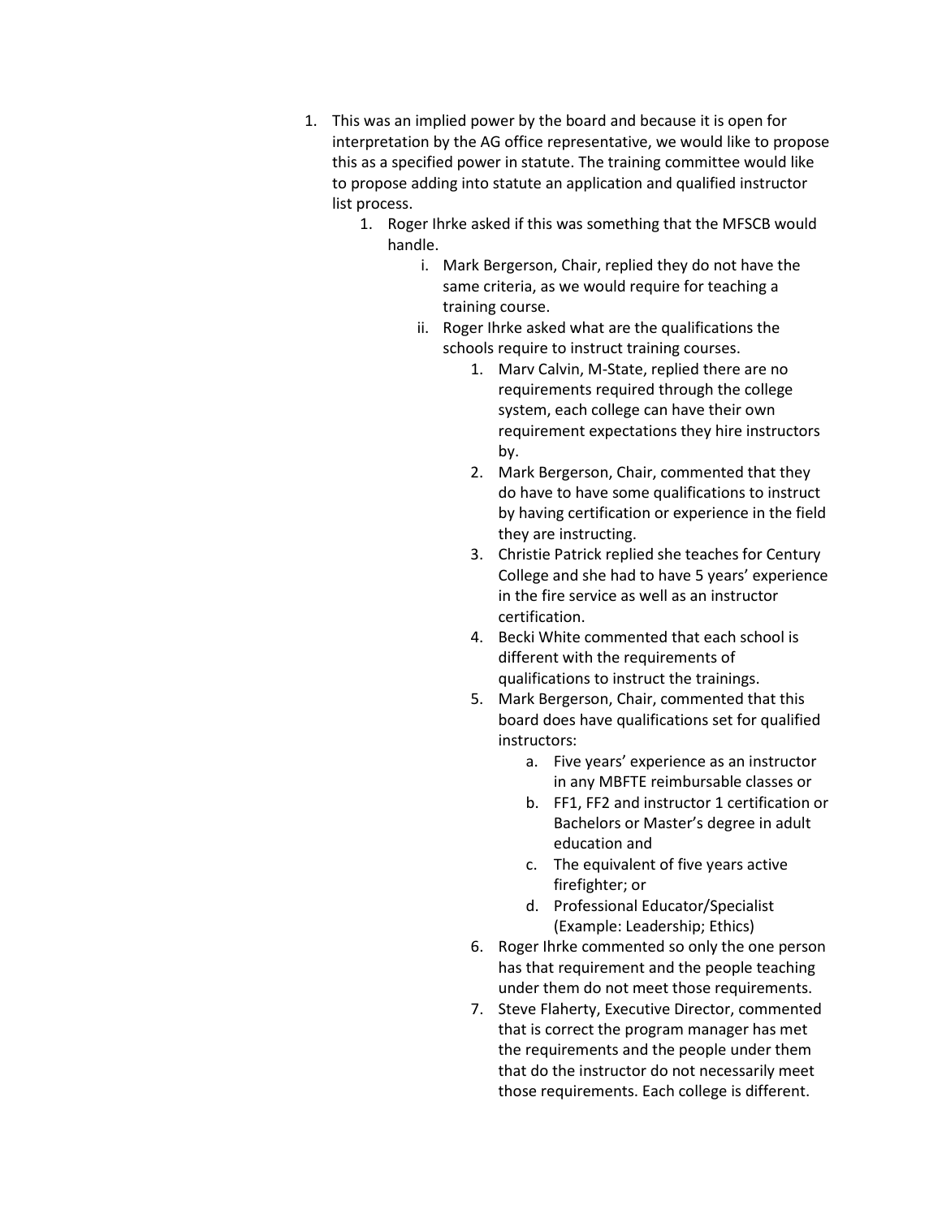1. This was an implied power by the board and because it is open for interpretation by the AG office representative, we would like to propose this as a specified power in statute. The training committee would like to propose adding into statute an application and qualified instructor list process.
    1. Roger Ihrke asked if this was something that the MFSCB would handle.
        i. Mark Bergerson, Chair, replied they do not have the same criteria, as we would require for teaching a training course.
        ii. Roger Ihrke asked what are the qualifications the schools require to instruct training courses.
            1. Marv Calvin, M-State, replied there are no requirements required through the college system, each college can have their own requirement expectations they hire instructors by.
            2. Mark Bergerson, Chair, commented that they do have to have some qualifications to instruct by having certification or experience in the field they are instructing.
            3. Christie Patrick replied she teaches for Century College and she had to have 5 years' experience in the fire service as well as an instructor certification.
            4. Becki White commented that each school is different with the requirements of qualifications to instruct the trainings.
            5. Mark Bergerson, Chair, commented that this board does have qualifications set for qualified instructors:
                a. Five years' experience as an instructor in any MBFTE reimbursable classes or
                b. FF1, FF2 and instructor 1 certification or Bachelors or Master's degree in adult education and
                c. The equivalent of five years active firefighter; or
                d. Professional Educator/Specialist (Example: Leadership; Ethics)
            6. Roger Ihrke commented so only the one person has that requirement and the people teaching under them do not meet those requirements.
            7. Steve Flaherty, Executive Director, commented that is correct the program manager has met the requirements and the people under them that do the instructor do not necessarily meet those requirements. Each college is different.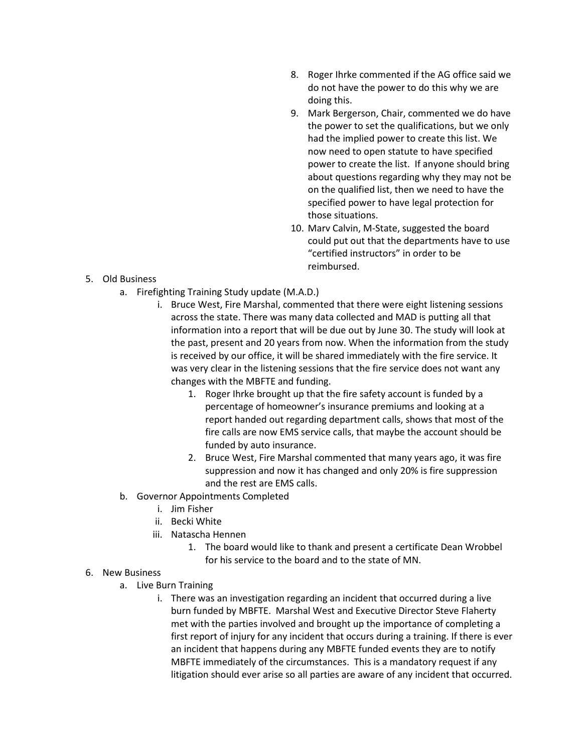8. Roger Ihrke commented if the AG office said we do not have the power to do this why we are doing this.
9. Mark Bergerson, Chair, commented we do have the power to set the qualifications, but we only had the implied power to create this list. We now need to open statute to have specified power to create the list. If anyone should bring about questions regarding why they may not be on the qualified list, then we need to have the specified power to have legal protection for those situations.
10. Marv Calvin, M-State, suggested the board could put out that the departments have to use "certified instructors" in order to be reimbursed.

5. Old Business
   a. Firefighting Training Study update (M.A.D.)
      i. Bruce West, Fire Marshal, commented that there were eight listening sessions across the state. There was many data collected and MAD is putting all that information into a report that will be due out by June 30. The study will look at the past, present and 20 years from now. When the information from the study is received by our office, it will be shared immediately with the fire service. It was very clear in the listening sessions that the fire service does not want any changes with the MBFTE and funding.
         1. Roger Ihrke brought up that the fire safety account is funded by a percentage of homeowner's insurance premiums and looking at a report handed out regarding department calls, shows that most of the fire calls are now EMS service calls, that maybe the account should be funded by auto insurance.
         2. Bruce West, Fire Marshal commented that many years ago, it was fire suppression and now it has changed and only 20% is fire suppression and the rest are EMS calls.
   b. Governor Appointments Completed
      i. Jim Fisher
      ii. Becki White
      iii. Natascha Hennen
         1. The board would like to thank and present a certificate Dean Wrobbel for his service to the board and to the state of MN.

6. New Business
   a. Live Burn Training
      i. There was an investigation regarding an incident that occurred during a live burn funded by MBFTE. Marshal West and Executive Director Steve Flaherty met with the parties involved and brought up the importance of completing a first report of injury for any incident that occurs during a training. If there is ever an incident that happens during any MBFTE funded events they are to notify MBFTE immediately of the circumstances. This is a mandatory request if any litigation should ever arise so all parties are aware of any incident that occurred.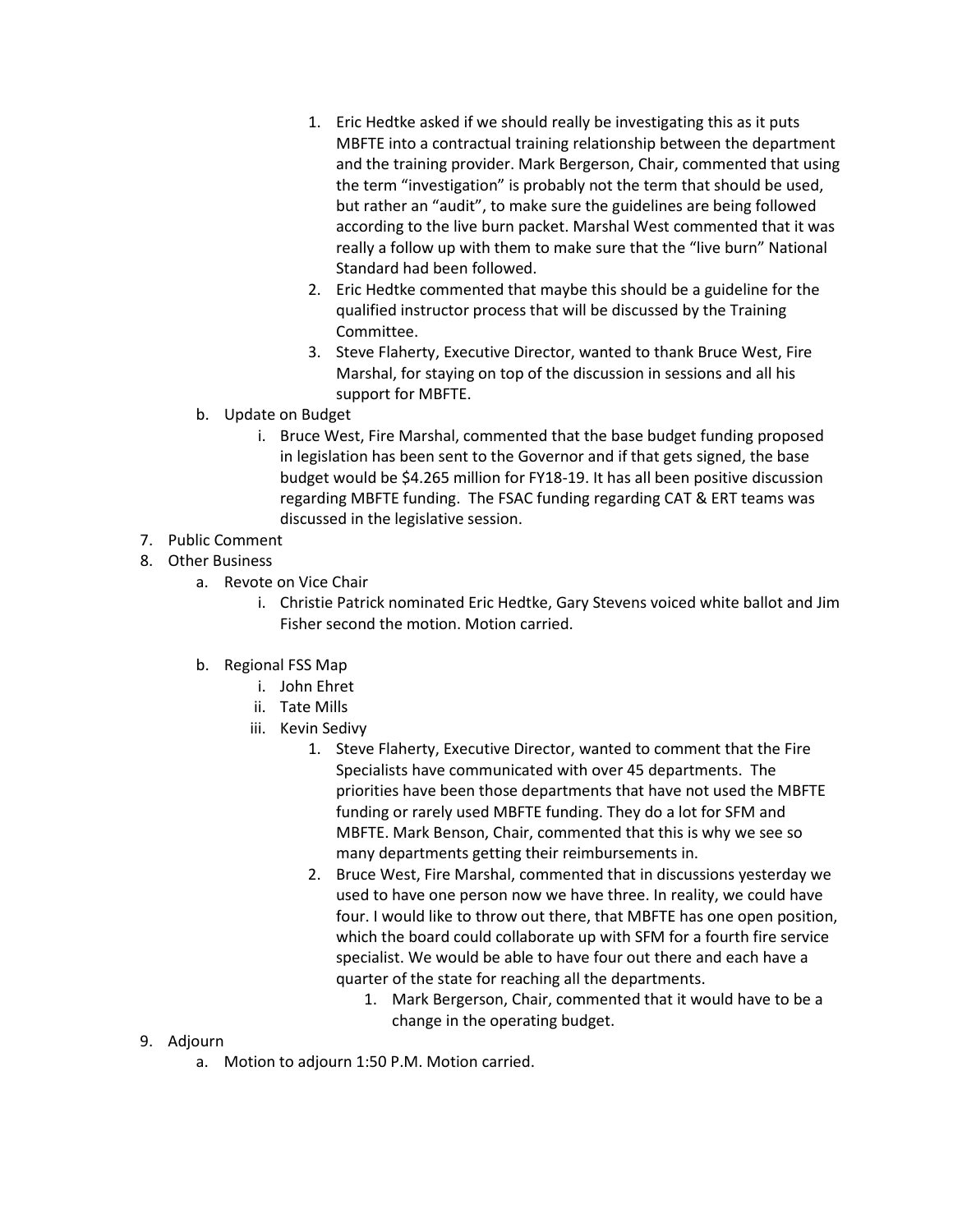1. Eric Hedtke asked if we should really be investigating this as it puts MBFTE into a contractual training relationship between the department and the training provider. Mark Bergerson, Chair, commented that using the term "investigation" is probably not the term that should be used, but rather an "audit", to make sure the guidelines are being followed according to the live burn packet. Marshal West commented that it was really a follow up with them to make sure that the "live burn" National Standard had been followed.
   2. Eric Hedtke commented that maybe this should be a guideline for the qualified instructor process that will be discussed by the Training Committee.
   3. Steve Flaherty, Executive Director, wanted to thank Bruce West, Fire Marshal, for staying on top of the discussion in sessions and all his support for MBFTE.

   b. Update on Budget
      i. Bruce West, Fire Marshal, commented that the base budget funding proposed in legislation has been sent to the Governor and if that gets signed, the base budget would be $4.265 million for FY18-19. It has all been positive discussion regarding MBFTE funding. The FSAC funding regarding CAT & ERT teams was discussed in the legislative session.

7. Public Comment
8. Other Business
   a. Revote on Vice Chair
      i. Christie Patrick nominated Eric Hedtke, Gary Stevens voiced white ballot and Jim Fisher second the motion. Motion carried.

   b. Regional FSS Map
      i. John Ehret
      ii. Tate Mills
      iii. Kevin Sedivy
         1. Steve Flaherty, Executive Director, wanted to comment that the Fire Specialists have communicated with over 45 departments. The priorities have been those departments that have not used the MBFTE funding or rarely used MBFTE funding. They do a lot for SFM and MBFTE. Mark Benson, Chair, commented that this is why we see so many departments getting their reimbursements in.
         2. Bruce West, Fire Marshal, commented that in discussions yesterday we used to have one person now we have three. In reality, we could have four. I would like to throw out there, that MBFTE has one open position, which the board could collaborate up with SFM for a fourth fire service specialist. We would be able to have four out there and each have a quarter of the state for reaching all the departments.
            1. Mark Bergerson, Chair, commented that it would have to be a change in the operating budget.

9. Adjourn
   a. Motion to adjourn 1:50 P.M. Motion carried.